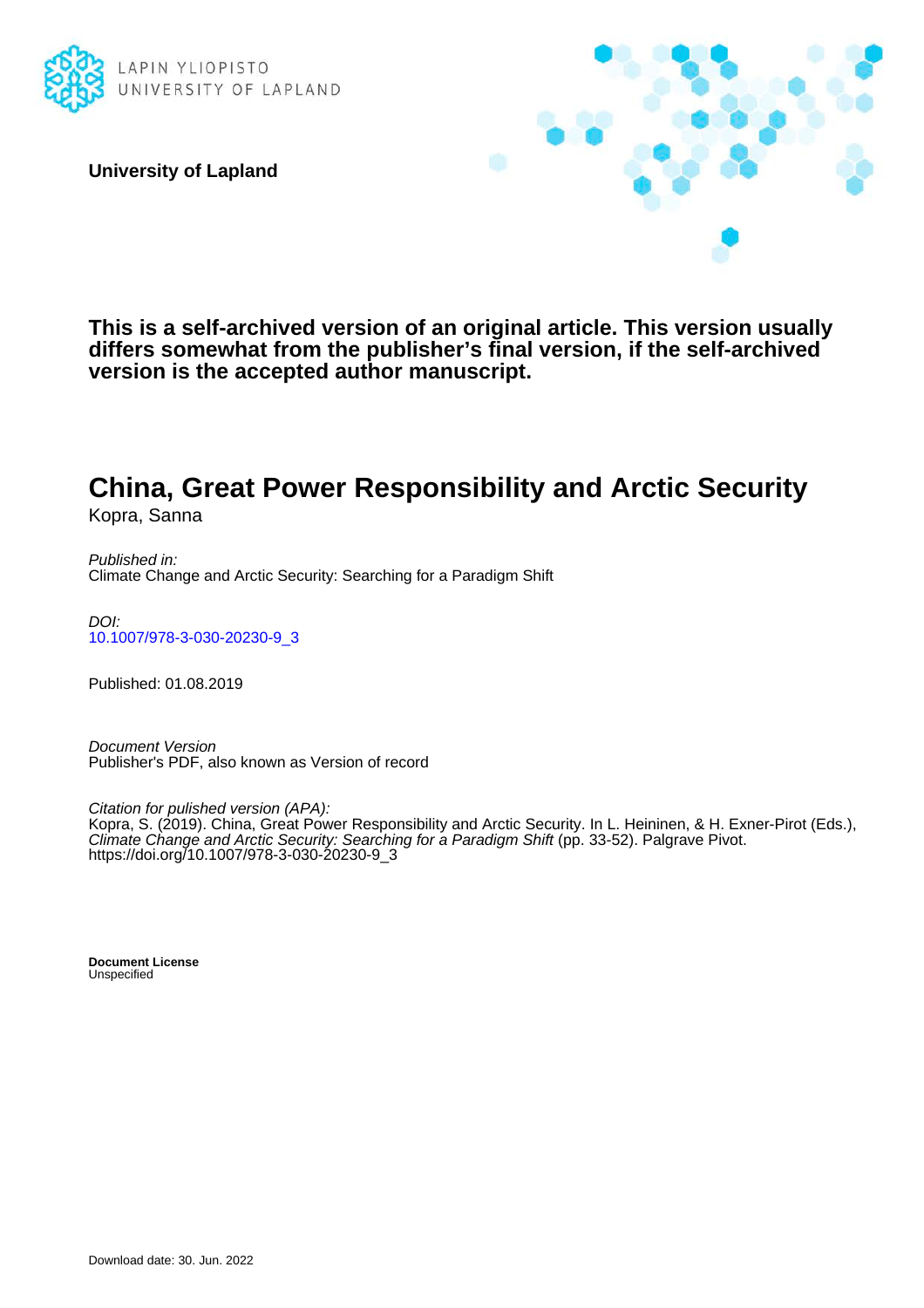LAPIN YLIOPISTO
UNIVERSITY OF LAPLAND

**University of Lapland**

**This is a self-archived version of an original article. This version usually differs somewhat from the publisher's final version, if the self-archived version is the accepted author manuscript.**

# China, Great Power Responsibility and Arctic Security

Kopra, Sanna

*Published in:*
Climate Change and Arctic Security: Searching for a Paradigm Shift

*DOI:*
10.1007/978-3-030-20230-9_3

Published: 01.08.2019

*Document Version*
Publisher's PDF, also known as Version of record

*Citation for pulished version (APA):*
Kopra, S. (2019). China, Great Power Responsibility and Arctic Security. In L. Heininen, & H. Exner-Pirot (Eds.), *Climate Change and Arctic Security: Searching for a Paradigm Shift* (pp. 33-52). Palgrave Pivot. https://doi.org/10.1007/978-3-030-20230-9_3

**Document License**
Unspecified

Download date: 30. Jun. 2022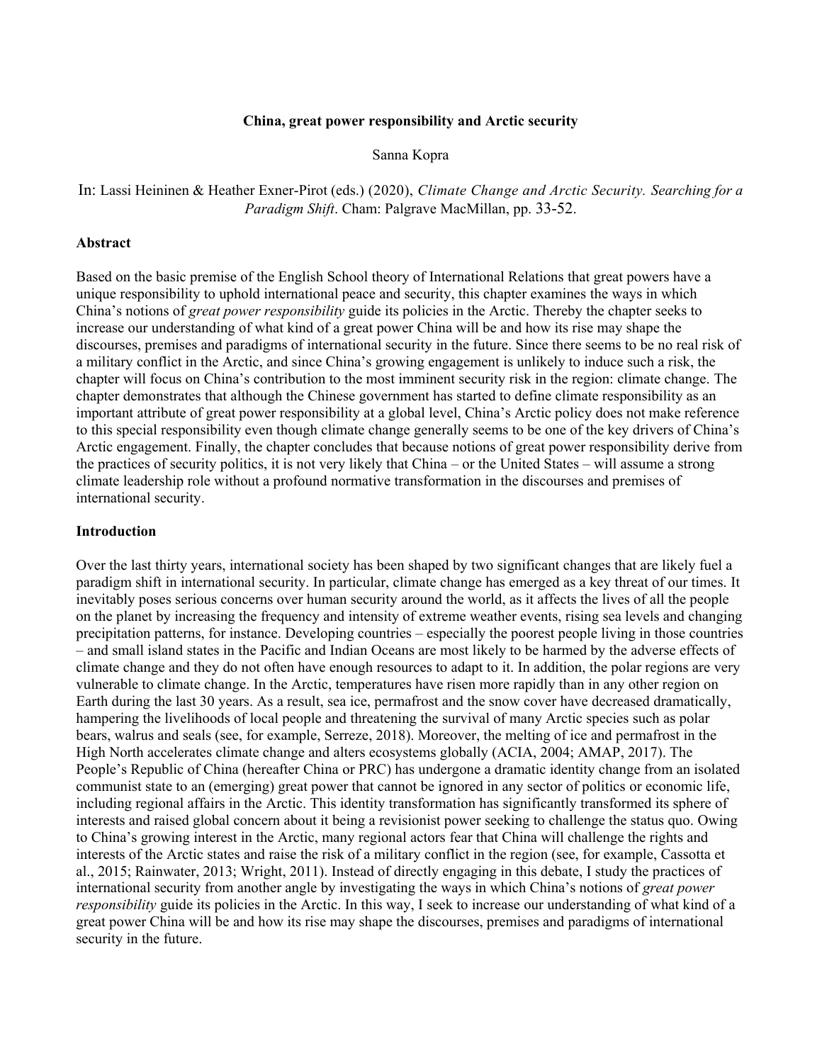**China, great power responsibility and Arctic security**

Sanna Kopra

In: Lassi Heininen & Heather Exner-Pirot (eds.) (2020), *Climate Change and Arctic Security. Searching for a Paradigm Shift*. Cham: Palgrave MacMillan, pp. 33-52.

**Abstract**

Based on the basic premise of the English School theory of International Relations that great powers have a unique responsibility to uphold international peace and security, this chapter examines the ways in which China's notions of *great power responsibility* guide its policies in the Arctic. Thereby the chapter seeks to increase our understanding of what kind of a great power China will be and how its rise may shape the discourses, premises and paradigms of international security in the future. Since there seems to be no real risk of a military conflict in the Arctic, and since China's growing engagement is unlikely to induce such a risk, the chapter will focus on China's contribution to the most imminent security risk in the region: climate change. The chapter demonstrates that although the Chinese government has started to define climate responsibility as an important attribute of great power responsibility at a global level, China's Arctic policy does not make reference to this special responsibility even though climate change generally seems to be one of the key drivers of China's Arctic engagement. Finally, the chapter concludes that because notions of great power responsibility derive from the practices of security politics, it is not very likely that China – or the United States – will assume a strong climate leadership role without a profound normative transformation in the discourses and premises of international security.

**Introduction**

Over the last thirty years, international society has been shaped by two significant changes that are likely fuel a paradigm shift in international security. In particular, climate change has emerged as a key threat of our times. It inevitably poses serious concerns over human security around the world, as it affects the lives of all the people on the planet by increasing the frequency and intensity of extreme weather events, rising sea levels and changing precipitation patterns, for instance. Developing countries – especially the poorest people living in those countries – and small island states in the Pacific and Indian Oceans are most likely to be harmed by the adverse effects of climate change and they do not often have enough resources to adapt to it. In addition, the polar regions are very vulnerable to climate change. In the Arctic, temperatures have risen more rapidly than in any other region on Earth during the last 30 years. As a result, sea ice, permafrost and the snow cover have decreased dramatically, hampering the livelihoods of local people and threatening the survival of many Arctic species such as polar bears, walrus and seals (see, for example, Serreze, 2018). Moreover, the melting of ice and permafrost in the High North accelerates climate change and alters ecosystems globally (ACIA, 2004; AMAP, 2017). The People's Republic of China (hereafter China or PRC) has undergone a dramatic identity change from an isolated communist state to an (emerging) great power that cannot be ignored in any sector of politics or economic life, including regional affairs in the Arctic. This identity transformation has significantly transformed its sphere of interests and raised global concern about it being a revisionist power seeking to challenge the status quo. Owing to China's growing interest in the Arctic, many regional actors fear that China will challenge the rights and interests of the Arctic states and raise the risk of a military conflict in the region (see, for example, Cassotta et al., 2015; Rainwater, 2013; Wright, 2011). Instead of directly engaging in this debate, I study the practices of international security from another angle by investigating the ways in which China's notions of *great power responsibility* guide its policies in the Arctic. In this way, I seek to increase our understanding of what kind of a great power China will be and how its rise may shape the discourses, premises and paradigms of international security in the future.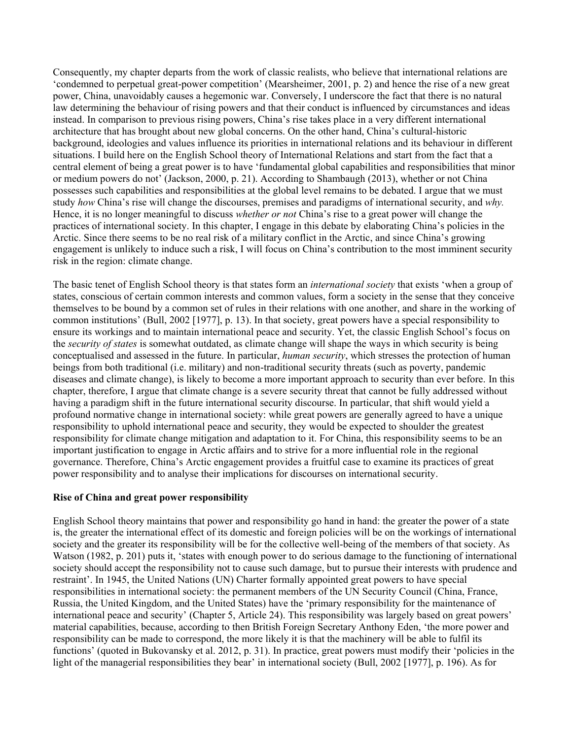Consequently, my chapter departs from the work of classic realists, who believe that international relations are 'condemned to perpetual great-power competition' (Mearsheimer, 2001, p. 2) and hence the rise of a new great power, China, unavoidably causes a hegemonic war. Conversely, I underscore the fact that there is no natural law determining the behaviour of rising powers and that their conduct is influenced by circumstances and ideas instead. In comparison to previous rising powers, China's rise takes place in a very different international architecture that has brought about new global concerns. On the other hand, China's cultural-historic background, ideologies and values influence its priorities in international relations and its behaviour in different situations. I build here on the English School theory of International Relations and start from the fact that a central element of being a great power is to have 'fundamental global capabilities and responsibilities that minor or medium powers do not' (Jackson, 2000, p. 21). According to Shambaugh (2013), whether or not China possesses such capabilities and responsibilities at the global level remains to be debated. I argue that we must study *how* China's rise will change the discourses, premises and paradigms of international security, and *why.* Hence, it is no longer meaningful to discuss *whether or not* China's rise to a great power will change the practices of international society. In this chapter, I engage in this debate by elaborating China's policies in the Arctic. Since there seems to be no real risk of a military conflict in the Arctic, and since China's growing engagement is unlikely to induce such a risk, I will focus on China's contribution to the most imminent security risk in the region: climate change.

The basic tenet of English School theory is that states form an *international society* that exists 'when a group of states, conscious of certain common interests and common values, form a society in the sense that they conceive themselves to be bound by a common set of rules in their relations with one another, and share in the working of common institutions' (Bull, 2002 [1977], p. 13). In that society, great powers have a special responsibility to ensure its workings and to maintain international peace and security. Yet, the classic English School's focus on the *security of states* is somewhat outdated, as climate change will shape the ways in which security is being conceptualised and assessed in the future. In particular, *human security*, which stresses the protection of human beings from both traditional (i.e. military) and non-traditional security threats (such as poverty, pandemic diseases and climate change), is likely to become a more important approach to security than ever before. In this chapter, therefore, I argue that climate change is a severe security threat that cannot be fully addressed without having a paradigm shift in the future international security discourse. In particular, that shift would yield a profound normative change in international society: while great powers are generally agreed to have a unique responsibility to uphold international peace and security, they would be expected to shoulder the greatest responsibility for climate change mitigation and adaptation to it. For China, this responsibility seems to be an important justification to engage in Arctic affairs and to strive for a more influential role in the regional governance. Therefore, China's Arctic engagement provides a fruitful case to examine its practices of great power responsibility and to analyse their implications for discourses on international security.

**Rise of China and great power responsibility**

English School theory maintains that power and responsibility go hand in hand: the greater the power of a state is, the greater the international effect of its domestic and foreign policies will be on the workings of international society and the greater its responsibility will be for the collective well-being of the members of that society. As Watson (1982, p. 201) puts it, 'states with enough power to do serious damage to the functioning of international society should accept the responsibility not to cause such damage, but to pursue their interests with prudence and restraint'. In 1945, the United Nations (UN) Charter formally appointed great powers to have special responsibilities in international society: the permanent members of the UN Security Council (China, France, Russia, the United Kingdom, and the United States) have the 'primary responsibility for the maintenance of international peace and security' (Chapter 5, Article 24). This responsibility was largely based on great powers' material capabilities, because, according to then British Foreign Secretary Anthony Eden, 'the more power and responsibility can be made to correspond, the more likely it is that the machinery will be able to fulfil its functions' (quoted in Bukovansky et al. 2012, p. 31). In practice, great powers must modify their 'policies in the light of the managerial responsibilities they bear' in international society (Bull, 2002 [1977], p. 196). As for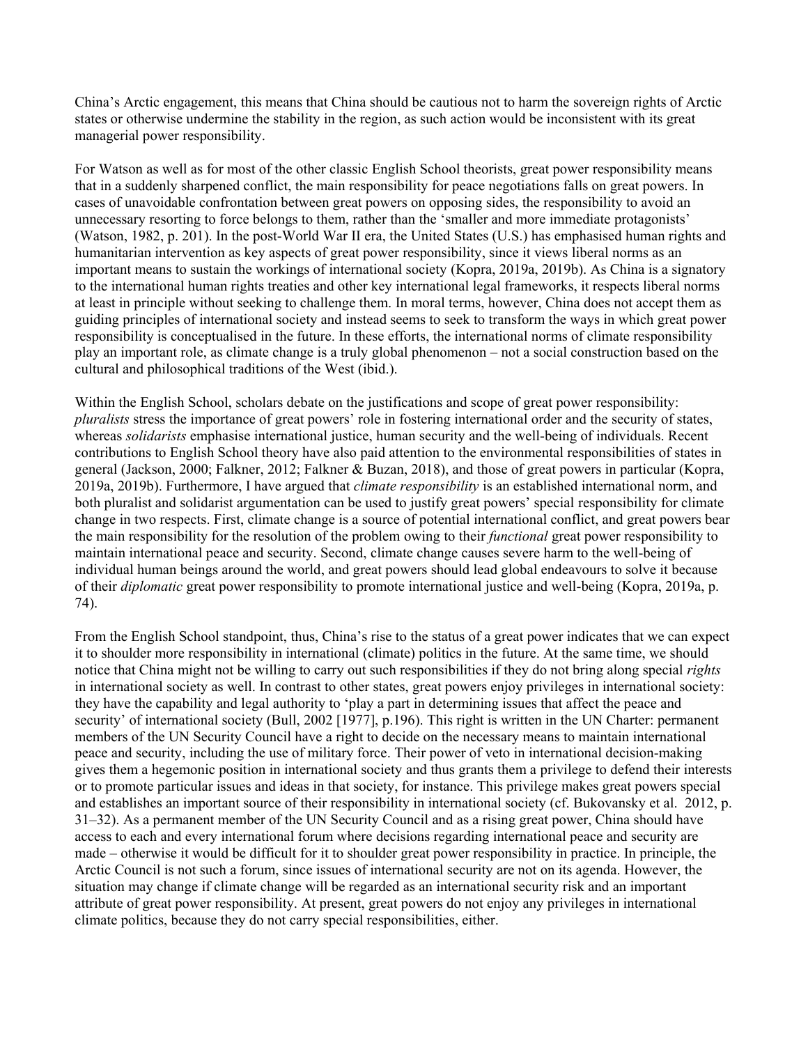China's Arctic engagement, this means that China should be cautious not to harm the sovereign rights of Arctic states or otherwise undermine the stability in the region, as such action would be inconsistent with its great managerial power responsibility.

For Watson as well as for most of the other classic English School theorists, great power responsibility means that in a suddenly sharpened conflict, the main responsibility for peace negotiations falls on great powers. In cases of unavoidable confrontation between great powers on opposing sides, the responsibility to avoid an unnecessary resorting to force belongs to them, rather than the 'smaller and more immediate protagonists' (Watson, 1982, p. 201). In the post-World War II era, the United States (U.S.) has emphasised human rights and humanitarian intervention as key aspects of great power responsibility, since it views liberal norms as an important means to sustain the workings of international society (Kopra, 2019a, 2019b). As China is a signatory to the international human rights treaties and other key international legal frameworks, it respects liberal norms at least in principle without seeking to challenge them. In moral terms, however, China does not accept them as guiding principles of international society and instead seems to seek to transform the ways in which great power responsibility is conceptualised in the future. In these efforts, the international norms of climate responsibility play an important role, as climate change is a truly global phenomenon – not a social construction based on the cultural and philosophical traditions of the West (ibid.).

Within the English School, scholars debate on the justifications and scope of great power responsibility: *pluralists* stress the importance of great powers' role in fostering international order and the security of states, whereas *solidarists* emphasise international justice, human security and the well-being of individuals. Recent contributions to English School theory have also paid attention to the environmental responsibilities of states in general (Jackson, 2000; Falkner, 2012; Falkner & Buzan, 2018), and those of great powers in particular (Kopra, 2019a, 2019b). Furthermore, I have argued that *climate responsibility* is an established international norm, and both pluralist and solidarist argumentation can be used to justify great powers' special responsibility for climate change in two respects. First, climate change is a source of potential international conflict, and great powers bear the main responsibility for the resolution of the problem owing to their *functional* great power responsibility to maintain international peace and security. Second, climate change causes severe harm to the well-being of individual human beings around the world, and great powers should lead global endeavours to solve it because of their *diplomatic* great power responsibility to promote international justice and well-being (Kopra, 2019a, p. 74).

From the English School standpoint, thus, China's rise to the status of a great power indicates that we can expect it to shoulder more responsibility in international (climate) politics in the future. At the same time, we should notice that China might not be willing to carry out such responsibilities if they do not bring along special *rights* in international society as well. In contrast to other states, great powers enjoy privileges in international society: they have the capability and legal authority to 'play a part in determining issues that affect the peace and security' of international society (Bull, 2002 [1977], p.196). This right is written in the UN Charter: permanent members of the UN Security Council have a right to decide on the necessary means to maintain international peace and security, including the use of military force. Their power of veto in international decision-making gives them a hegemonic position in international society and thus grants them a privilege to defend their interests or to promote particular issues and ideas in that society, for instance. This privilege makes great powers special and establishes an important source of their responsibility in international society (cf. Bukovansky et al. 2012, p. 31–32). As a permanent member of the UN Security Council and as a rising great power, China should have access to each and every international forum where decisions regarding international peace and security are made – otherwise it would be difficult for it to shoulder great power responsibility in practice. In principle, the Arctic Council is not such a forum, since issues of international security are not on its agenda. However, the situation may change if climate change will be regarded as an international security risk and an important attribute of great power responsibility. At present, great powers do not enjoy any privileges in international climate politics, because they do not carry special responsibilities, either.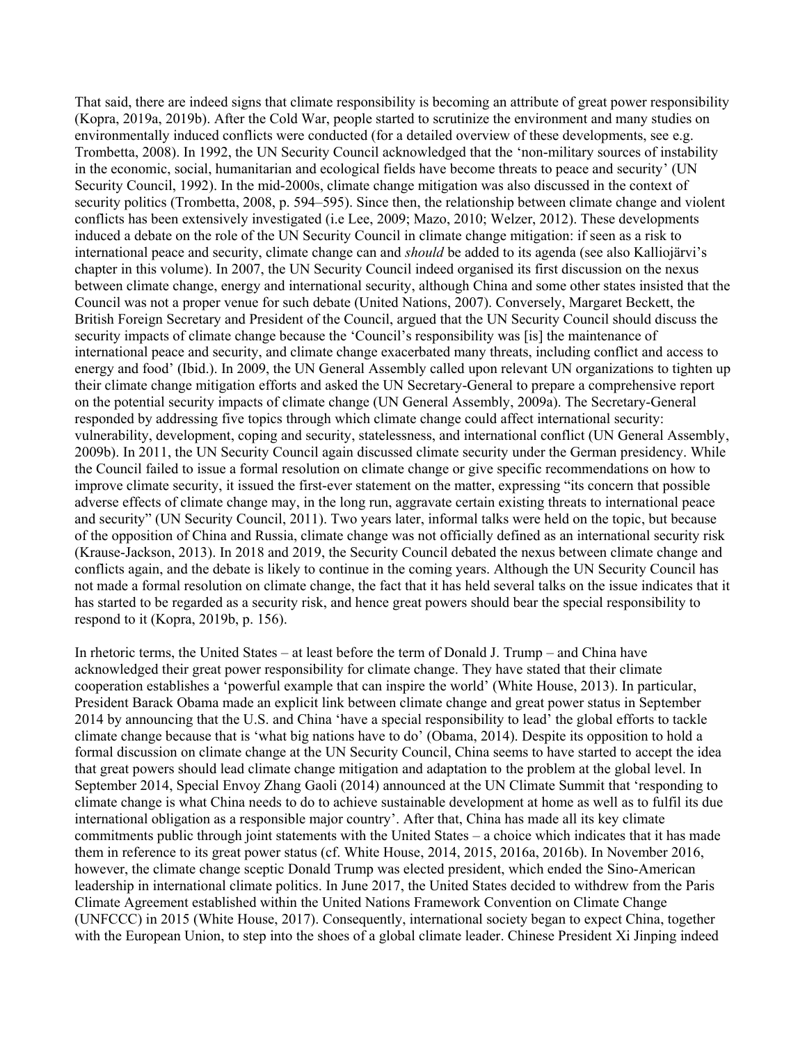That said, there are indeed signs that climate responsibility is becoming an attribute of great power responsibility (Kopra, 2019a, 2019b). After the Cold War, people started to scrutinize the environment and many studies on environmentally induced conflicts were conducted (for a detailed overview of these developments, see e.g. Trombetta, 2008). In 1992, the UN Security Council acknowledged that the 'non-military sources of instability in the economic, social, humanitarian and ecological fields have become threats to peace and security' (UN Security Council, 1992). In the mid-2000s, climate change mitigation was also discussed in the context of security politics (Trombetta, 2008, p. 594–595). Since then, the relationship between climate change and violent conflicts has been extensively investigated (i.e Lee, 2009; Mazo, 2010; Welzer, 2012). These developments induced a debate on the role of the UN Security Council in climate change mitigation: if seen as a risk to international peace and security, climate change can and *should* be added to its agenda (see also Kalliojärvi's chapter in this volume). In 2007, the UN Security Council indeed organised its first discussion on the nexus between climate change, energy and international security, although China and some other states insisted that the Council was not a proper venue for such debate (United Nations, 2007). Conversely, Margaret Beckett, the British Foreign Secretary and President of the Council, argued that the UN Security Council should discuss the security impacts of climate change because the 'Council's responsibility was [is] the maintenance of international peace and security, and climate change exacerbated many threats, including conflict and access to energy and food' (Ibid.). In 2009, the UN General Assembly called upon relevant UN organizations to tighten up their climate change mitigation efforts and asked the UN Secretary-General to prepare a comprehensive report on the potential security impacts of climate change (UN General Assembly, 2009a). The Secretary-General responded by addressing five topics through which climate change could affect international security: vulnerability, development, coping and security, statelessness, and international conflict (UN General Assembly, 2009b). In 2011, the UN Security Council again discussed climate security under the German presidency. While the Council failed to issue a formal resolution on climate change or give specific recommendations on how to improve climate security, it issued the first-ever statement on the matter, expressing "its concern that possible adverse effects of climate change may, in the long run, aggravate certain existing threats to international peace and security" (UN Security Council, 2011). Two years later, informal talks were held on the topic, but because of the opposition of China and Russia, climate change was not officially defined as an international security risk (Krause-Jackson, 2013). In 2018 and 2019, the Security Council debated the nexus between climate change and conflicts again, and the debate is likely to continue in the coming years. Although the UN Security Council has not made a formal resolution on climate change, the fact that it has held several talks on the issue indicates that it has started to be regarded as a security risk, and hence great powers should bear the special responsibility to respond to it (Kopra, 2019b, p. 156).

In rhetoric terms, the United States – at least before the term of Donald J. Trump – and China have acknowledged their great power responsibility for climate change. They have stated that their climate cooperation establishes a 'powerful example that can inspire the world' (White House, 2013). In particular, President Barack Obama made an explicit link between climate change and great power status in September 2014 by announcing that the U.S. and China 'have a special responsibility to lead' the global efforts to tackle climate change because that is 'what big nations have to do' (Obama, 2014). Despite its opposition to hold a formal discussion on climate change at the UN Security Council, China seems to have started to accept the idea that great powers should lead climate change mitigation and adaptation to the problem at the global level. In September 2014, Special Envoy Zhang Gaoli (2014) announced at the UN Climate Summit that 'responding to climate change is what China needs to do to achieve sustainable development at home as well as to fulfil its due international obligation as a responsible major country'. After that, China has made all its key climate commitments public through joint statements with the United States – a choice which indicates that it has made them in reference to its great power status (cf. White House, 2014, 2015, 2016a, 2016b). In November 2016, however, the climate change sceptic Donald Trump was elected president, which ended the Sino-American leadership in international climate politics. In June 2017, the United States decided to withdrew from the Paris Climate Agreement established within the United Nations Framework Convention on Climate Change (UNFCCC) in 2015 (White House, 2017). Consequently, international society began to expect China, together with the European Union, to step into the shoes of a global climate leader. Chinese President Xi Jinping indeed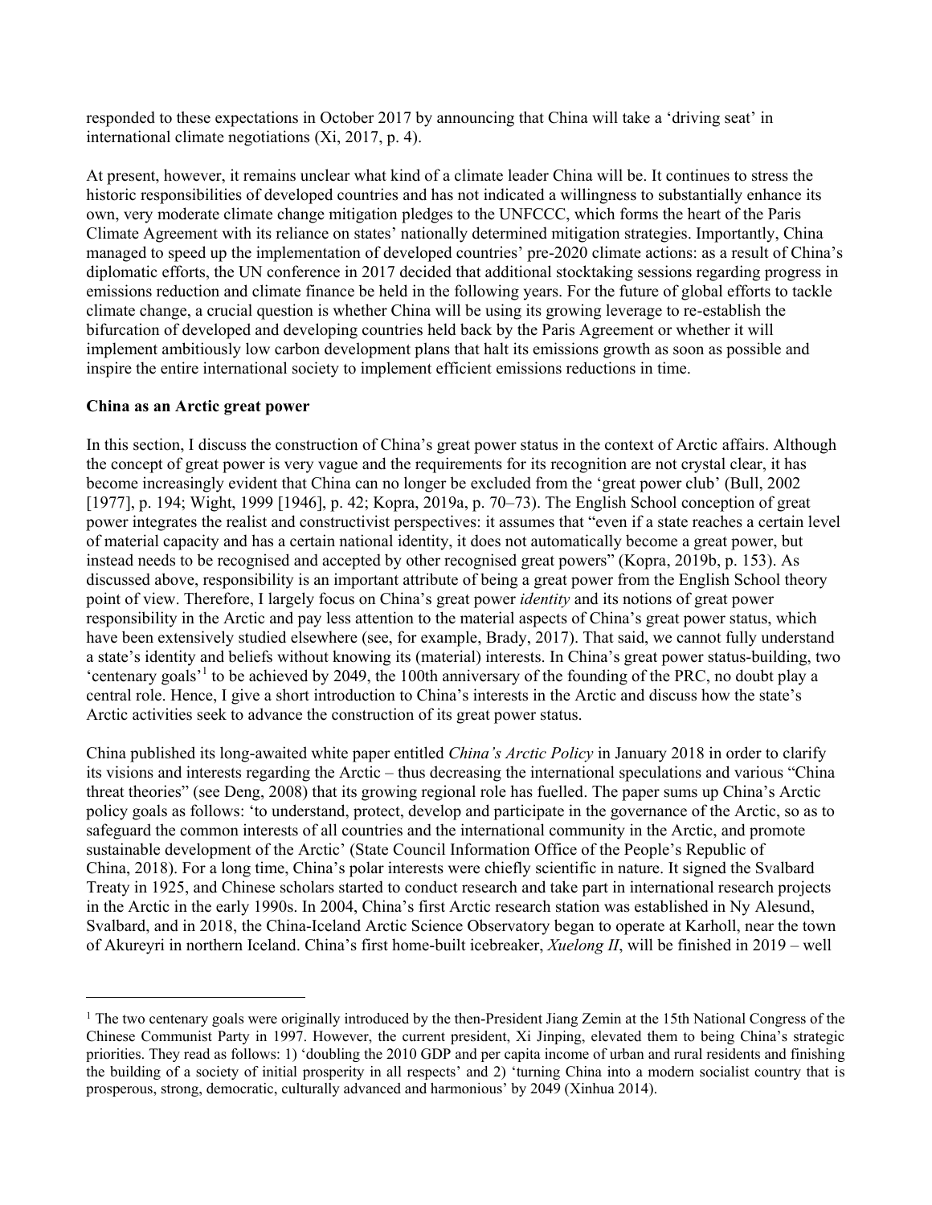responded to these expectations in October 2017 by announcing that China will take a 'driving seat' in international climate negotiations (Xi, 2017, p. 4).

At present, however, it remains unclear what kind of a climate leader China will be. It continues to stress the historic responsibilities of developed countries and has not indicated a willingness to substantially enhance its own, very moderate climate change mitigation pledges to the UNFCCC, which forms the heart of the Paris Climate Agreement with its reliance on states' nationally determined mitigation strategies. Importantly, China managed to speed up the implementation of developed countries' pre-2020 climate actions: as a result of China's diplomatic efforts, the UN conference in 2017 decided that additional stocktaking sessions regarding progress in emissions reduction and climate finance be held in the following years. For the future of global efforts to tackle climate change, a crucial question is whether China will be using its growing leverage to re-establish the bifurcation of developed and developing countries held back by the Paris Agreement or whether it will implement ambitiously low carbon development plans that halt its emissions growth as soon as possible and inspire the entire international society to implement efficient emissions reductions in time.

**China as an Arctic great power**

In this section, I discuss the construction of China's great power status in the context of Arctic affairs. Although the concept of great power is very vague and the requirements for its recognition are not crystal clear, it has become increasingly evident that China can no longer be excluded from the 'great power club' (Bull, 2002 [1977], p. 194; Wight, 1999 [1946], p. 42; Kopra, 2019a, p. 70–73). The English School conception of great power integrates the realist and constructivist perspectives: it assumes that "even if a state reaches a certain level of material capacity and has a certain national identity, it does not automatically become a great power, but instead needs to be recognised and accepted by other recognised great powers" (Kopra, 2019b, p. 153). As discussed above, responsibility is an important attribute of being a great power from the English School theory point of view. Therefore, I largely focus on China's great power *identity* and its notions of great power responsibility in the Arctic and pay less attention to the material aspects of China's great power status, which have been extensively studied elsewhere (see, for example, Brady, 2017). That said, we cannot fully understand a state's identity and beliefs without knowing its (material) interests. In China's great power status-building, two 'centenary goals'[1] to be achieved by 2049, the 100th anniversary of the founding of the PRC, no doubt play a central role. Hence, I give a short introduction to China's interests in the Arctic and discuss how the state's Arctic activities seek to advance the construction of its great power status.

China published its long-awaited white paper entitled *China's Arctic Policy* in January 2018 in order to clarify its visions and interests regarding the Arctic – thus decreasing the international speculations and various "China threat theories" (see Deng, 2008) that its growing regional role has fuelled. The paper sums up China's Arctic policy goals as follows: 'to understand, protect, develop and participate in the governance of the Arctic, so as to safeguard the common interests of all countries and the international community in the Arctic, and promote sustainable development of the Arctic' (State Council Information Office of the People's Republic of China, 2018). For a long time, China's polar interests were chiefly scientific in nature. It signed the Svalbard Treaty in 1925, and Chinese scholars started to conduct research and take part in international research projects in the Arctic in the early 1990s. In 2004, China's first Arctic research station was established in Ny Alesund, Svalbard, and in 2018, the China-Iceland Arctic Science Observatory began to operate at Karholl, near the town of Akureyri in northern Iceland. China's first home-built icebreaker, *Xuelong II*, will be finished in 2019 – well

[1] The two centenary goals were originally introduced by the then-President Jiang Zemin at the 15th National Congress of the Chinese Communist Party in 1997. However, the current president, Xi Jinping, elevated them to being China's strategic priorities. They read as follows: 1) 'doubling the 2010 GDP and per capita income of urban and rural residents and finishing the building of a society of initial prosperity in all respects' and 2) 'turning China into a modern socialist country that is prosperous, strong, democratic, culturally advanced and harmonious' by 2049 (Xinhua 2014).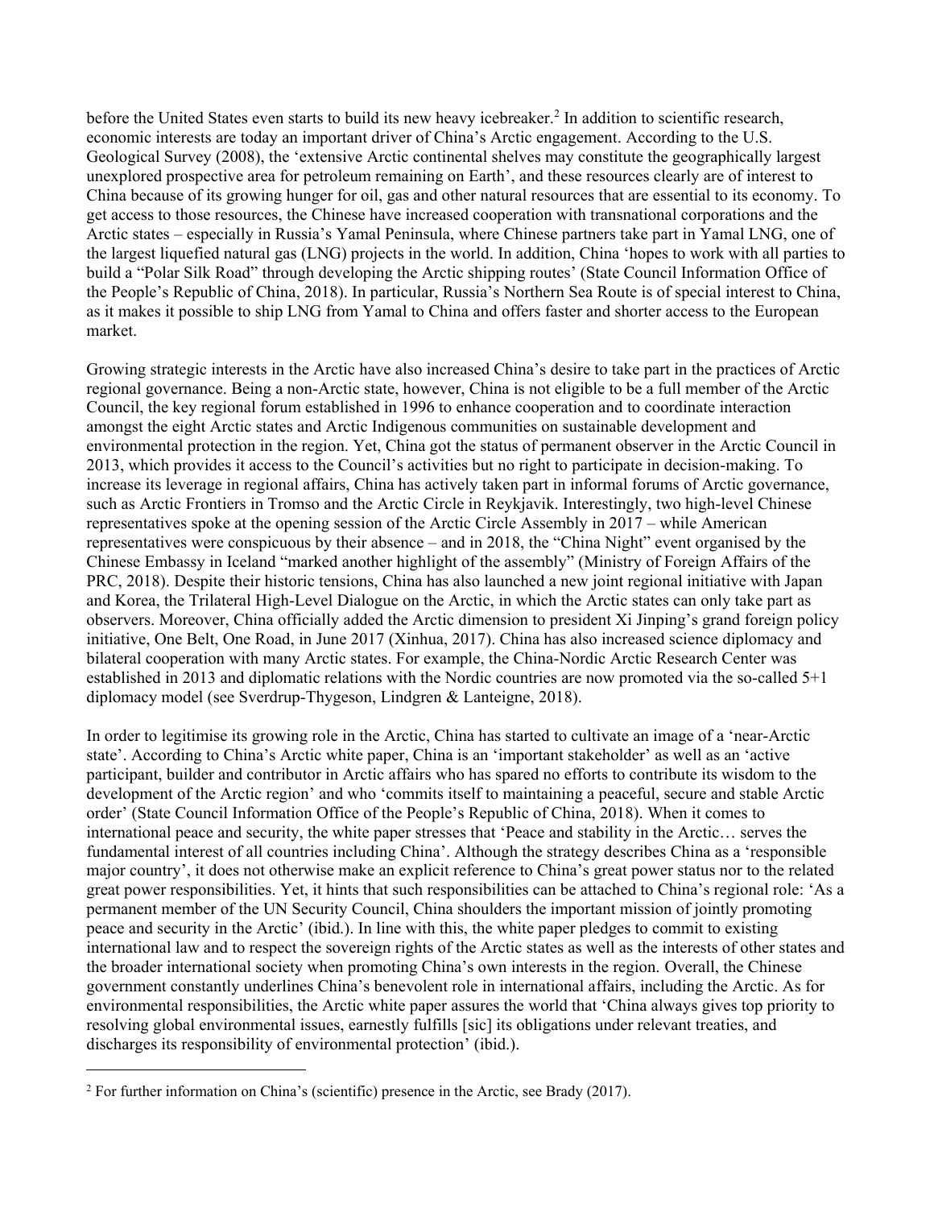before the United States even starts to build its new heavy icebreaker.[2] In addition to scientific research, economic interests are today an important driver of China's Arctic engagement. According to the U.S. Geological Survey (2008), the 'extensive Arctic continental shelves may constitute the geographically largest unexplored prospective area for petroleum remaining on Earth', and these resources clearly are of interest to China because of its growing hunger for oil, gas and other natural resources that are essential to its economy. To get access to those resources, the Chinese have increased cooperation with transnational corporations and the Arctic states – especially in Russia's Yamal Peninsula, where Chinese partners take part in Yamal LNG, one of the largest liquefied natural gas (LNG) projects in the world. In addition, China 'hopes to work with all parties to build a "Polar Silk Road" through developing the Arctic shipping routes' (State Council Information Office of the People's Republic of China, 2018). In particular, Russia's Northern Sea Route is of special interest to China, as it makes it possible to ship LNG from Yamal to China and offers faster and shorter access to the European market.

Growing strategic interests in the Arctic have also increased China's desire to take part in the practices of Arctic regional governance. Being a non-Arctic state, however, China is not eligible to be a full member of the Arctic Council, the key regional forum established in 1996 to enhance cooperation and to coordinate interaction amongst the eight Arctic states and Arctic Indigenous communities on sustainable development and environmental protection in the region. Yet, China got the status of permanent observer in the Arctic Council in 2013, which provides it access to the Council's activities but no right to participate in decision-making. To increase its leverage in regional affairs, China has actively taken part in informal forums of Arctic governance, such as Arctic Frontiers in Tromso and the Arctic Circle in Reykjavik. Interestingly, two high-level Chinese representatives spoke at the opening session of the Arctic Circle Assembly in 2017 – while American representatives were conspicuous by their absence – and in 2018, the "China Night" event organised by the Chinese Embassy in Iceland "marked another highlight of the assembly" (Ministry of Foreign Affairs of the PRC, 2018). Despite their historic tensions, China has also launched a new joint regional initiative with Japan and Korea, the Trilateral High-Level Dialogue on the Arctic, in which the Arctic states can only take part as observers. Moreover, China officially added the Arctic dimension to president Xi Jinping's grand foreign policy initiative, One Belt, One Road, in June 2017 (Xinhua, 2017). China has also increased science diplomacy and bilateral cooperation with many Arctic states. For example, the China-Nordic Arctic Research Center was established in 2013 and diplomatic relations with the Nordic countries are now promoted via the so-called 5+1 diplomacy model (see Sverdrup-Thygeson, Lindgren & Lanteigne, 2018).

In order to legitimise its growing role in the Arctic, China has started to cultivate an image of a 'near-Arctic state'. According to China's Arctic white paper, China is an 'important stakeholder' as well as an 'active participant, builder and contributor in Arctic affairs who has spared no efforts to contribute its wisdom to the development of the Arctic region' and who 'commits itself to maintaining a peaceful, secure and stable Arctic order' (State Council Information Office of the People's Republic of China, 2018). When it comes to international peace and security, the white paper stresses that 'Peace and stability in the Arctic… serves the fundamental interest of all countries including China'. Although the strategy describes China as a 'responsible major country', it does not otherwise make an explicit reference to China's great power status nor to the related great power responsibilities. Yet, it hints that such responsibilities can be attached to China's regional role: 'As a permanent member of the UN Security Council, China shoulders the important mission of jointly promoting peace and security in the Arctic' (ibid.). In line with this, the white paper pledges to commit to existing international law and to respect the sovereign rights of the Arctic states as well as the interests of other states and the broader international society when promoting China's own interests in the region. Overall, the Chinese government constantly underlines China's benevolent role in international affairs, including the Arctic. As for environmental responsibilities, the Arctic white paper assures the world that 'China always gives top priority to resolving global environmental issues, earnestly fulfills [sic] its obligations under relevant treaties, and discharges its responsibility of environmental protection' (ibid.).

[2] For further information on China's (scientific) presence in the Arctic, see Brady (2017).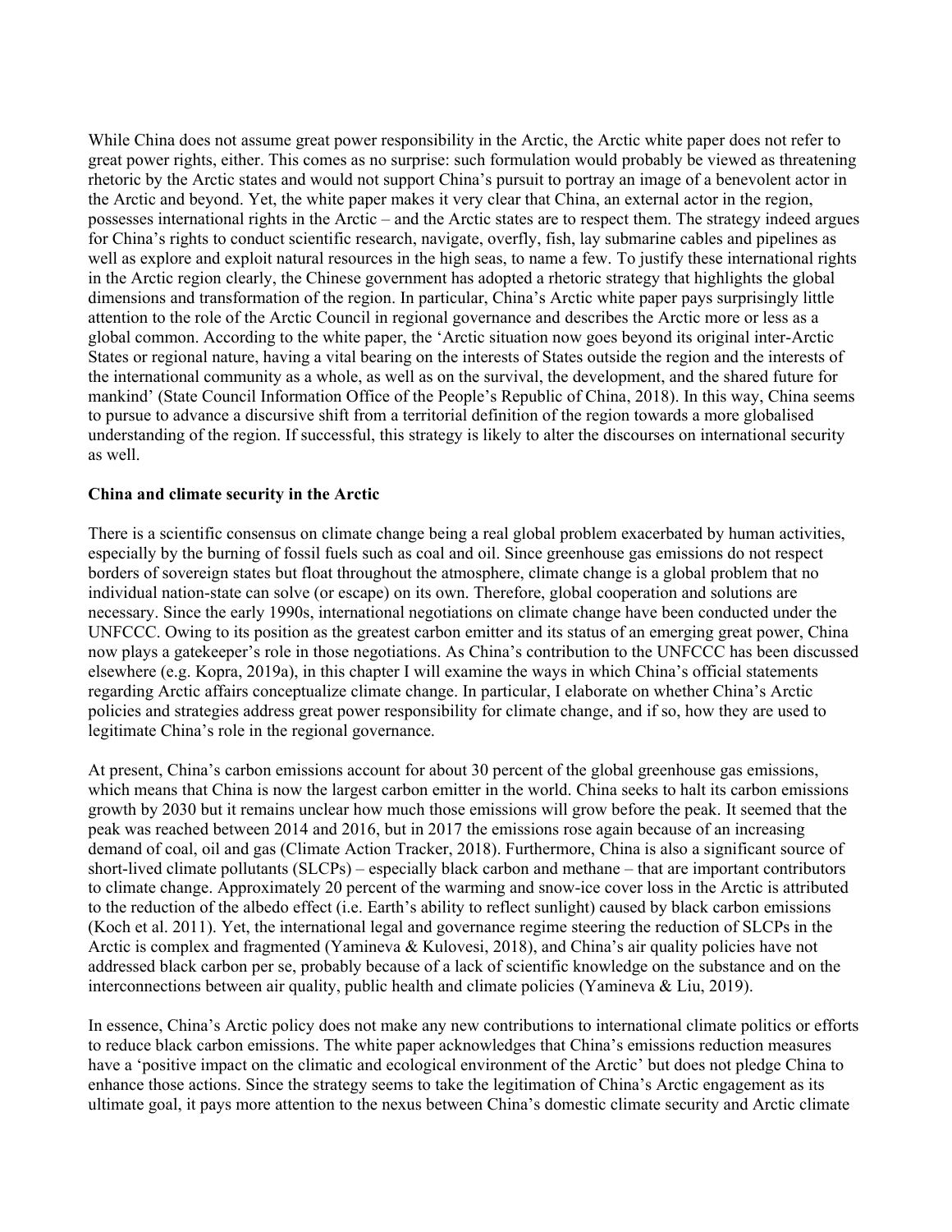While China does not assume great power responsibility in the Arctic, the Arctic white paper does not refer to great power rights, either. This comes as no surprise: such formulation would probably be viewed as threatening rhetoric by the Arctic states and would not support China's pursuit to portray an image of a benevolent actor in the Arctic and beyond. Yet, the white paper makes it very clear that China, an external actor in the region, possesses international rights in the Arctic – and the Arctic states are to respect them. The strategy indeed argues for China's rights to conduct scientific research, navigate, overfly, fish, lay submarine cables and pipelines as well as explore and exploit natural resources in the high seas, to name a few. To justify these international rights in the Arctic region clearly, the Chinese government has adopted a rhetoric strategy that highlights the global dimensions and transformation of the region. In particular, China's Arctic white paper pays surprisingly little attention to the role of the Arctic Council in regional governance and describes the Arctic more or less as a global common. According to the white paper, the 'Arctic situation now goes beyond its original inter-Arctic States or regional nature, having a vital bearing on the interests of States outside the region and the interests of the international community as a whole, as well as on the survival, the development, and the shared future for mankind' (State Council Information Office of the People's Republic of China, 2018). In this way, China seems to pursue to advance a discursive shift from a territorial definition of the region towards a more globalised understanding of the region. If successful, this strategy is likely to alter the discourses on international security as well.

**China and climate security in the Arctic**

There is a scientific consensus on climate change being a real global problem exacerbated by human activities, especially by the burning of fossil fuels such as coal and oil. Since greenhouse gas emissions do not respect borders of sovereign states but float throughout the atmosphere, climate change is a global problem that no individual nation-state can solve (or escape) on its own. Therefore, global cooperation and solutions are necessary. Since the early 1990s, international negotiations on climate change have been conducted under the UNFCCC. Owing to its position as the greatest carbon emitter and its status of an emerging great power, China now plays a gatekeeper's role in those negotiations. As China's contribution to the UNFCCC has been discussed elsewhere (e.g. Kopra, 2019a), in this chapter I will examine the ways in which China's official statements regarding Arctic affairs conceptualize climate change. In particular, I elaborate on whether China's Arctic policies and strategies address great power responsibility for climate change, and if so, how they are used to legitimate China's role in the regional governance.

At present, China's carbon emissions account for about 30 percent of the global greenhouse gas emissions, which means that China is now the largest carbon emitter in the world. China seeks to halt its carbon emissions growth by 2030 but it remains unclear how much those emissions will grow before the peak. It seemed that the peak was reached between 2014 and 2016, but in 2017 the emissions rose again because of an increasing demand of coal, oil and gas (Climate Action Tracker, 2018). Furthermore, China is also a significant source of short-lived climate pollutants (SLCPs) – especially black carbon and methane – that are important contributors to climate change. Approximately 20 percent of the warming and snow-ice cover loss in the Arctic is attributed to the reduction of the albedo effect (i.e. Earth's ability to reflect sunlight) caused by black carbon emissions (Koch et al. 2011). Yet, the international legal and governance regime steering the reduction of SLCPs in the Arctic is complex and fragmented (Yamineva & Kulovesi, 2018), and China's air quality policies have not addressed black carbon per se, probably because of a lack of scientific knowledge on the substance and on the interconnections between air quality, public health and climate policies (Yamineva & Liu, 2019).

In essence, China's Arctic policy does not make any new contributions to international climate politics or efforts to reduce black carbon emissions. The white paper acknowledges that China's emissions reduction measures have a 'positive impact on the climatic and ecological environment of the Arctic' but does not pledge China to enhance those actions. Since the strategy seems to take the legitimation of China's Arctic engagement as its ultimate goal, it pays more attention to the nexus between China's domestic climate security and Arctic climate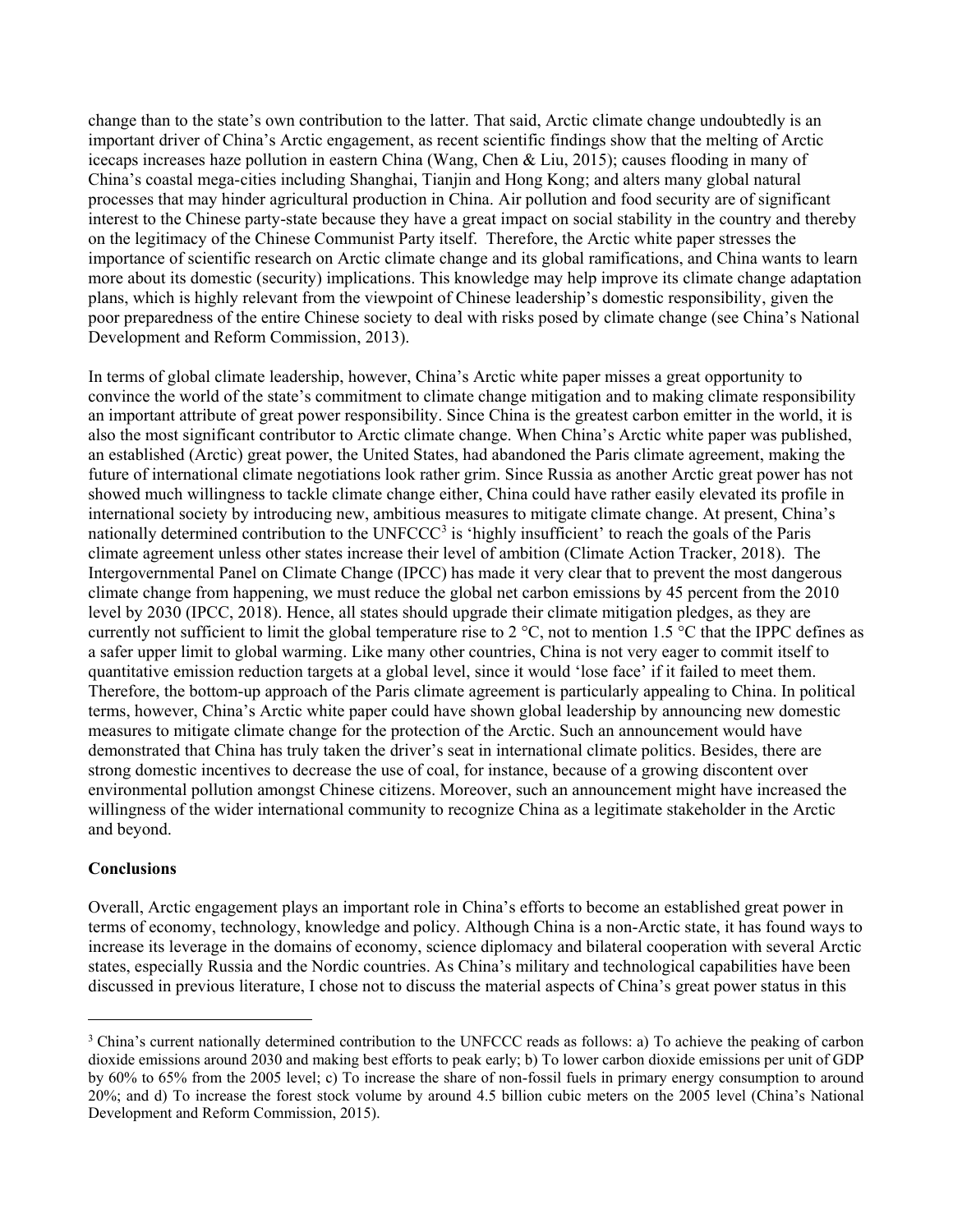change than to the state's own contribution to the latter. That said, Arctic climate change undoubtedly is an important driver of China's Arctic engagement, as recent scientific findings show that the melting of Arctic icecaps increases haze pollution in eastern China (Wang, Chen & Liu, 2015); causes flooding in many of China's coastal mega-cities including Shanghai, Tianjin and Hong Kong; and alters many global natural processes that may hinder agricultural production in China. Air pollution and food security are of significant interest to the Chinese party-state because they have a great impact on social stability in the country and thereby on the legitimacy of the Chinese Communist Party itself. Therefore, the Arctic white paper stresses the importance of scientific research on Arctic climate change and its global ramifications, and China wants to learn more about its domestic (security) implications. This knowledge may help improve its climate change adaptation plans, which is highly relevant from the viewpoint of Chinese leadership's domestic responsibility, given the poor preparedness of the entire Chinese society to deal with risks posed by climate change (see China's National Development and Reform Commission, 2013).

In terms of global climate leadership, however, China's Arctic white paper misses a great opportunity to convince the world of the state's commitment to climate change mitigation and to making climate responsibility an important attribute of great power responsibility. Since China is the greatest carbon emitter in the world, it is also the most significant contributor to Arctic climate change. When China's Arctic white paper was published, an established (Arctic) great power, the United States, had abandoned the Paris climate agreement, making the future of international climate negotiations look rather grim. Since Russia as another Arctic great power has not showed much willingness to tackle climate change either, China could have rather easily elevated its profile in international society by introducing new, ambitious measures to mitigate climate change. At present, China's nationally determined contribution to the UNFCCC[3] is 'highly insufficient' to reach the goals of the Paris climate agreement unless other states increase their level of ambition (Climate Action Tracker, 2018). The Intergovernmental Panel on Climate Change (IPCC) has made it very clear that to prevent the most dangerous climate change from happening, we must reduce the global net carbon emissions by 45 percent from the 2010 level by 2030 (IPCC, 2018). Hence, all states should upgrade their climate mitigation pledges, as they are currently not sufficient to limit the global temperature rise to 2 °C, not to mention 1.5 °C that the IPPC defines as a safer upper limit to global warming. Like many other countries, China is not very eager to commit itself to quantitative emission reduction targets at a global level, since it would 'lose face' if it failed to meet them. Therefore, the bottom-up approach of the Paris climate agreement is particularly appealing to China. In political terms, however, China's Arctic white paper could have shown global leadership by announcing new domestic measures to mitigate climate change for the protection of the Arctic. Such an announcement would have demonstrated that China has truly taken the driver's seat in international climate politics. Besides, there are strong domestic incentives to decrease the use of coal, for instance, because of a growing discontent over environmental pollution amongst Chinese citizens. Moreover, such an announcement might have increased the willingness of the wider international community to recognize China as a legitimate stakeholder in the Arctic and beyond.

**Conclusions**

Overall, Arctic engagement plays an important role in China's efforts to become an established great power in terms of economy, technology, knowledge and policy. Although China is a non-Arctic state, it has found ways to increase its leverage in the domains of economy, science diplomacy and bilateral cooperation with several Arctic states, especially Russia and the Nordic countries. As China's military and technological capabilities have been discussed in previous literature, I chose not to discuss the material aspects of China's great power status in this

---

[3] China's current nationally determined contribution to the UNFCCC reads as follows: a) To achieve the peaking of carbon dioxide emissions around 2030 and making best efforts to peak early; b) To lower carbon dioxide emissions per unit of GDP by 60% to 65% from the 2005 level; c) To increase the share of non-fossil fuels in primary energy consumption to around 20%; and d) To increase the forest stock volume by around 4.5 billion cubic meters on the 2005 level (China's National Development and Reform Commission, 2015).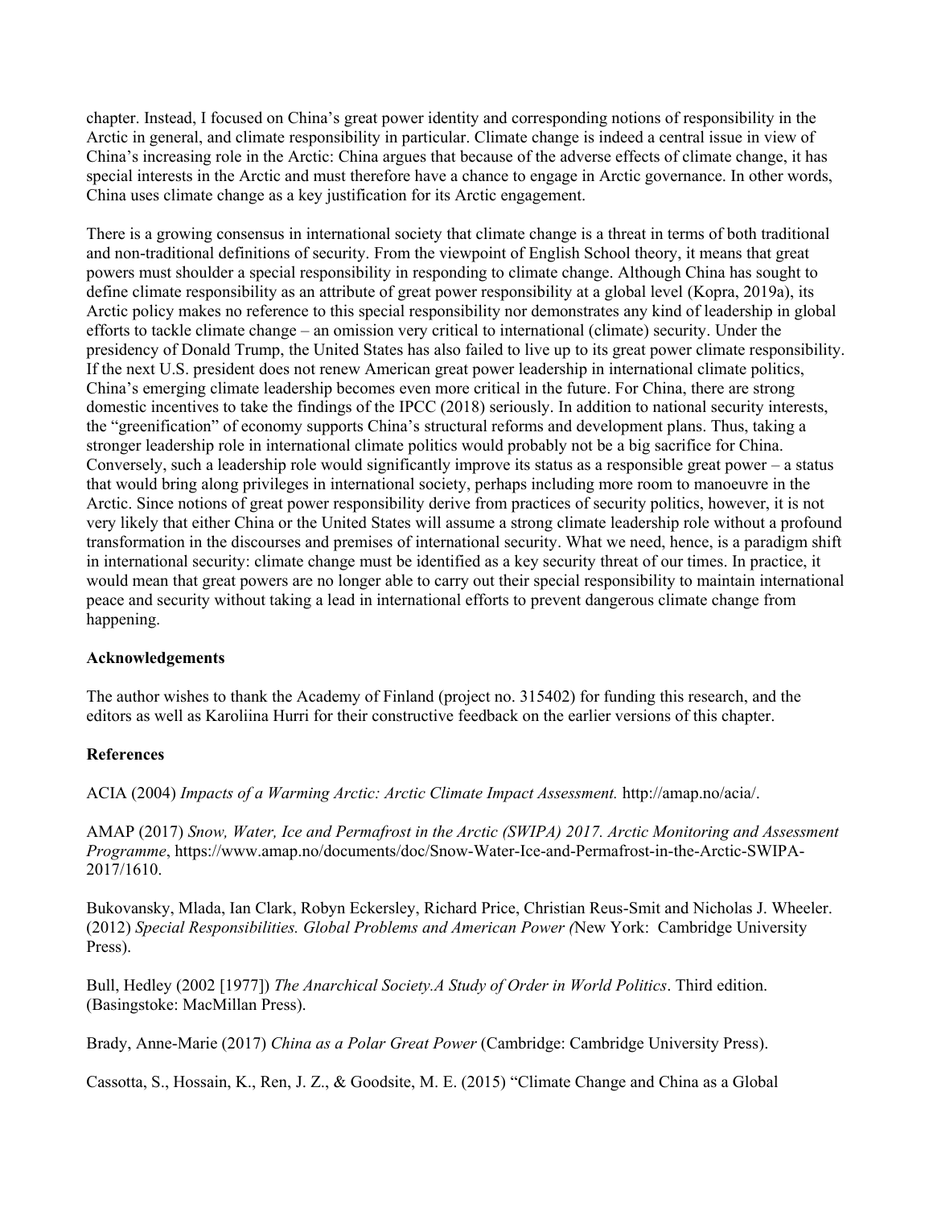chapter. Instead, I focused on China's great power identity and corresponding notions of responsibility in the Arctic in general, and climate responsibility in particular. Climate change is indeed a central issue in view of China's increasing role in the Arctic: China argues that because of the adverse effects of climate change, it has special interests in the Arctic and must therefore have a chance to engage in Arctic governance. In other words, China uses climate change as a key justification for its Arctic engagement.

There is a growing consensus in international society that climate change is a threat in terms of both traditional and non-traditional definitions of security. From the viewpoint of English School theory, it means that great powers must shoulder a special responsibility in responding to climate change. Although China has sought to define climate responsibility as an attribute of great power responsibility at a global level (Kopra, 2019a), its Arctic policy makes no reference to this special responsibility nor demonstrates any kind of leadership in global efforts to tackle climate change – an omission very critical to international (climate) security. Under the presidency of Donald Trump, the United States has also failed to live up to its great power climate responsibility. If the next U.S. president does not renew American great power leadership in international climate politics, China's emerging climate leadership becomes even more critical in the future. For China, there are strong domestic incentives to take the findings of the IPCC (2018) seriously. In addition to national security interests, the "greenification" of economy supports China's structural reforms and development plans. Thus, taking a stronger leadership role in international climate politics would probably not be a big sacrifice for China. Conversely, such a leadership role would significantly improve its status as a responsible great power – a status that would bring along privileges in international society, perhaps including more room to manoeuvre in the Arctic. Since notions of great power responsibility derive from practices of security politics, however, it is not very likely that either China or the United States will assume a strong climate leadership role without a profound transformation in the discourses and premises of international security. What we need, hence, is a paradigm shift in international security: climate change must be identified as a key security threat of our times. In practice, it would mean that great powers are no longer able to carry out their special responsibility to maintain international peace and security without taking a lead in international efforts to prevent dangerous climate change from happening.

### Acknowledgements

The author wishes to thank the Academy of Finland (project no. 315402) for funding this research, and the editors as well as Karoliina Hurri for their constructive feedback on the earlier versions of this chapter.

### References

ACIA (2004) *Impacts of a Warming Arctic: Arctic Climate Impact Assessment.* http://amap.no/acia/.

AMAP (2017) *Snow, Water, Ice and Permafrost in the Arctic (SWIPA) 2017. Arctic Monitoring and Assessment Programme*, https://www.amap.no/documents/doc/Snow-Water-Ice-and-Permafrost-in-the-Arctic-SWIPA-2017/1610.

Bukovansky, Mlada, Ian Clark, Robyn Eckersley, Richard Price, Christian Reus-Smit and Nicholas J. Wheeler. (2012) *Special Responsibilities. Global Problems and American Power (*New York: Cambridge University Press).

Bull, Hedley (2002 [1977]) *The Anarchical Society.A Study of Order in World Politics*. Third edition. (Basingstoke: MacMillan Press).

Brady, Anne-Marie (2017) *China as a Polar Great Power* (Cambridge: Cambridge University Press).

Cassotta, S., Hossain, K., Ren, J. Z., & Goodsite, M. E. (2015) "Climate Change and China as a Global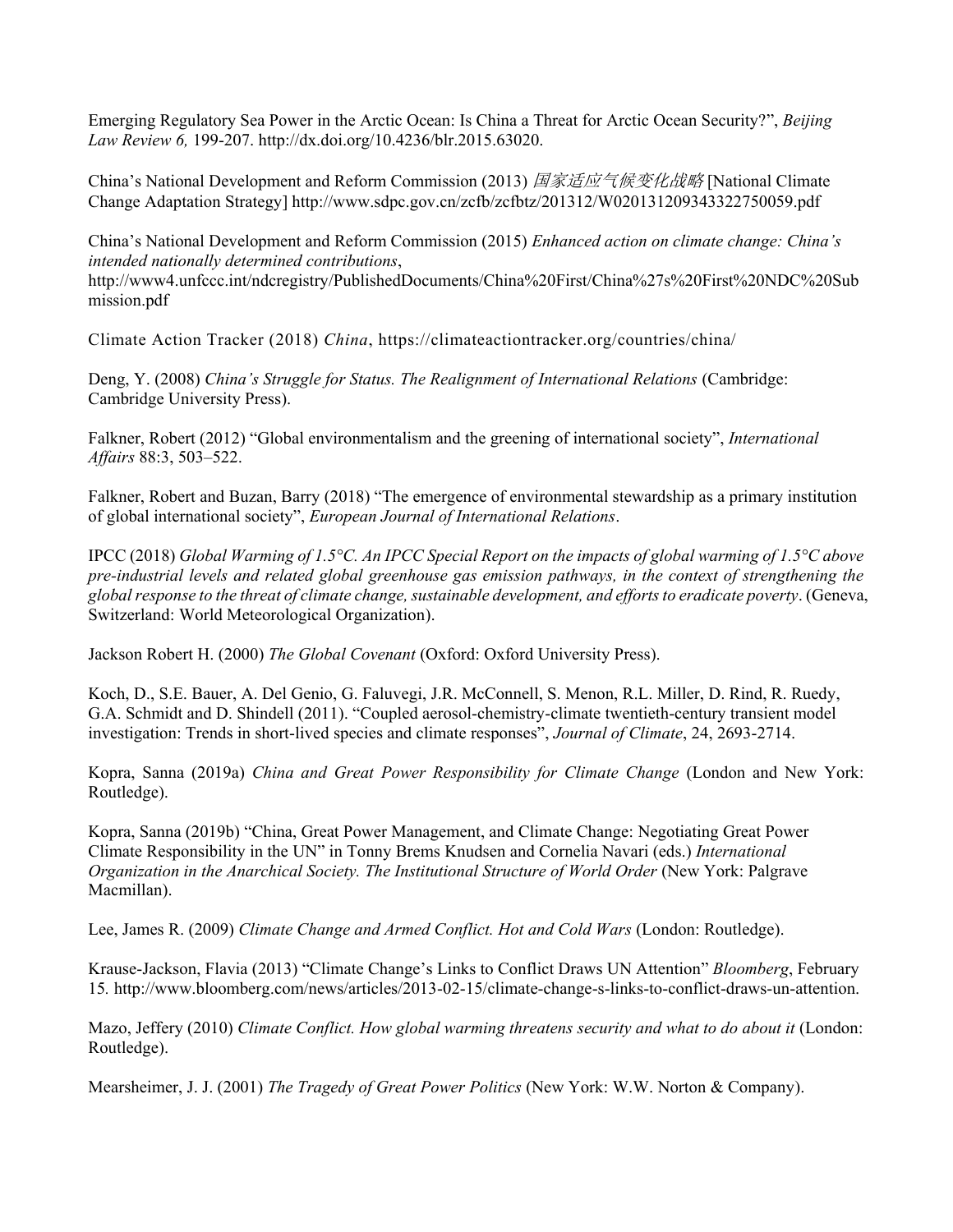Emerging Regulatory Sea Power in the Arctic Ocean: Is China a Threat for Arctic Ocean Security?", *Beijing Law Review 6,* 199-207. http://dx.doi.org/10.4236/blr.2015.63020.

China's National Development and Reform Commission (2013) *国家适应气候变化战略* [National Climate Change Adaptation Strategy] http://www.sdpc.gov.cn/zcfb/zcfbtz/201312/W020131209343322750059.pdf

China's National Development and Reform Commission (2015) *Enhanced action on climate change: China's intended nationally determined contributions*, http://www4.unfccc.int/ndcregistry/PublishedDocuments/China%20First/China%27s%20First%20NDC%20Submission.pdf

Climate Action Tracker (2018) *China*, https://climateactiontracker.org/countries/china/

Deng, Y. (2008) *China's Struggle for Status. The Realignment of International Relations* (Cambridge: Cambridge University Press).

Falkner, Robert (2012) "Global environmentalism and the greening of international society", *International Affairs* 88:3, 503–522.

Falkner, Robert and Buzan, Barry (2018) "The emergence of environmental stewardship as a primary institution of global international society", *European Journal of International Relations*.

IPCC (2018) *Global Warming of 1.5°C. An IPCC Special Report on the impacts of global warming of 1.5°C above pre-industrial levels and related global greenhouse gas emission pathways, in the context of strengthening the global response to the threat of climate change, sustainable development, and efforts to eradicate poverty*. (Geneva, Switzerland: World Meteorological Organization).

Jackson Robert H. (2000) *The Global Covenant* (Oxford: Oxford University Press).

Koch, D., S.E. Bauer, A. Del Genio, G. Faluvegi, J.R. McConnell, S. Menon, R.L. Miller, D. Rind, R. Ruedy, G.A. Schmidt and D. Shindell (2011). "Coupled aerosol-chemistry-climate twentieth-century transient model investigation: Trends in short-lived species and climate responses", *Journal of Climate*, 24, 2693-2714.

Kopra, Sanna (2019a) *China and Great Power Responsibility for Climate Change* (London and New York: Routledge).

Kopra, Sanna (2019b) "China, Great Power Management, and Climate Change: Negotiating Great Power Climate Responsibility in the UN" in Tonny Brems Knudsen and Cornelia Navari (eds.) *International Organization in the Anarchical Society. The Institutional Structure of World Order* (New York: Palgrave Macmillan).

Lee, James R. (2009) *Climate Change and Armed Conflict. Hot and Cold Wars* (London: Routledge).

Krause-Jackson, Flavia (2013) "Climate Change's Links to Conflict Draws UN Attention" *Bloomberg*, February 15. http://www.bloomberg.com/news/articles/2013-02-15/climate-change-s-links-to-conflict-draws-un-attention.

Mazo, Jeffery (2010) *Climate Conflict. How global warming threatens security and what to do about it* (London: Routledge).

Mearsheimer, J. J. (2001) *The Tragedy of Great Power Politics* (New York: W.W. Norton & Company).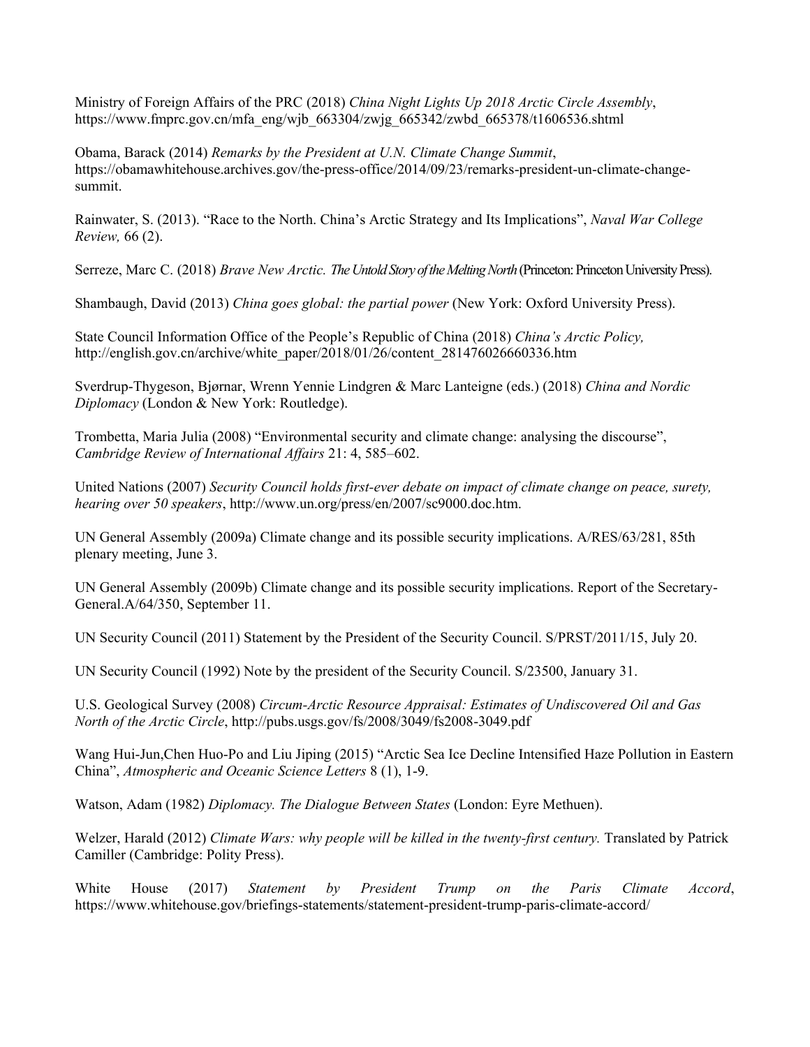Ministry of Foreign Affairs of the PRC (2018) *China Night Lights Up 2018 Arctic Circle Assembly*, https://www.fmprc.gov.cn/mfa_eng/wjb_663304/zwjg_665342/zwbd_665378/t1606536.shtml

Obama, Barack (2014) *Remarks by the President at U.N. Climate Change Summit*, https://obamawhitehouse.archives.gov/the-press-office/2014/09/23/remarks-president-un-climate-change-summit.

Rainwater, S. (2013). "Race to the North. China's Arctic Strategy and Its Implications", *Naval War College Review,* 66 (2).

Serreze, Marc C. (2018) *Brave New Arctic. The Untold Story of the Melting North* (Princeton: Princeton University Press).

Shambaugh, David (2013) *China goes global: the partial power* (New York: Oxford University Press).

State Council Information Office of the People's Republic of China (2018) *China's Arctic Policy,* http://english.gov.cn/archive/white_paper/2018/01/26/content_281476026660336.htm

Sverdrup-Thygeson, Bjørnar, Wrenn Yennie Lindgren & Marc Lanteigne (eds.) (2018) *China and Nordic Diplomacy* (London & New York: Routledge).

Trombetta, Maria Julia (2008) "Environmental security and climate change: analysing the discourse", *Cambridge Review of International Affairs* 21: 4, 585–602.

United Nations (2007) *Security Council holds first-ever debate on impact of climate change on peace, surety, hearing over 50 speakers*, http://www.un.org/press/en/2007/sc9000.doc.htm.

UN General Assembly (2009a) Climate change and its possible security implications. A/RES/63/281, 85th plenary meeting, June 3.

UN General Assembly (2009b) Climate change and its possible security implications. Report of the Secretary-General.A/64/350, September 11.

UN Security Council (2011) Statement by the President of the Security Council. S/PRST/2011/15, July 20.

UN Security Council (1992) Note by the president of the Security Council. S/23500, January 31.

U.S. Geological Survey (2008) *Circum-Arctic Resource Appraisal: Estimates of Undiscovered Oil and Gas North of the Arctic Circle*, http://pubs.usgs.gov/fs/2008/3049/fs2008-3049.pdf

Wang Hui-Jun,Chen Huo-Po and Liu Jiping (2015) "Arctic Sea Ice Decline Intensified Haze Pollution in Eastern China", *Atmospheric and Oceanic Science Letters* 8 (1), 1-9.

Watson, Adam (1982) *Diplomacy. The Dialogue Between States* (London: Eyre Methuen).

Welzer, Harald (2012) *Climate Wars: why people will be killed in the twenty-first century.* Translated by Patrick Camiller (Cambridge: Polity Press).

White House (2017) *Statement by President Trump on the Paris Climate Accord*, https://www.whitehouse.gov/briefings-statements/statement-president-trump-paris-climate-accord/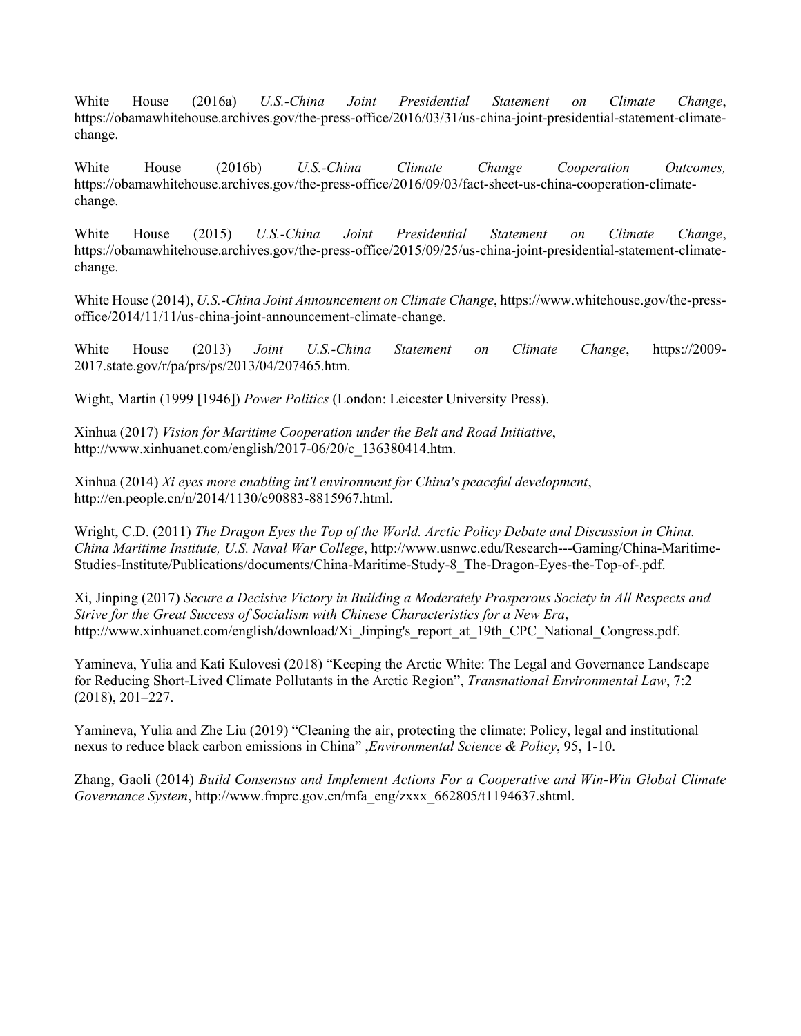White House (2016a) *U.S.-China Joint Presidential Statement on Climate Change*, https://obamawhitehouse.archives.gov/the-press-office/2016/03/31/us-china-joint-presidential-statement-climate-change.

White House (2016b) *U.S.-China Climate Change Cooperation Outcomes,* https://obamawhitehouse.archives.gov/the-press-office/2016/09/03/fact-sheet-us-china-cooperation-climate-change.

White House (2015) *U.S.-China Joint Presidential Statement on Climate Change*, https://obamawhitehouse.archives.gov/the-press-office/2015/09/25/us-china-joint-presidential-statement-climate-change.

White House (2014), *U.S.-China Joint Announcement on Climate Change*, https://www.whitehouse.gov/the-press-office/2014/11/11/us-china-joint-announcement-climate-change.

White House (2013) *Joint U.S.-China Statement on Climate Change*, https://2009-2017.state.gov/r/pa/prs/ps/2013/04/207465.htm.

Wight, Martin (1999 [1946]) *Power Politics* (London: Leicester University Press).

Xinhua (2017) *Vision for Maritime Cooperation under the Belt and Road Initiative*, http://www.xinhuanet.com/english/2017-06/20/c_136380414.htm.

Xinhua (2014) *Xi eyes more enabling int'l environment for China's peaceful development*, http://en.people.cn/n/2014/1130/c90883-8815967.html.

Wright, C.D. (2011) *The Dragon Eyes the Top of the World. Arctic Policy Debate and Discussion in China. China Maritime Institute, U.S. Naval War College*, http://www.usnwc.edu/Research---Gaming/China-Maritime-Studies-Institute/Publications/documents/China-Maritime-Study-8_The-Dragon-Eyes-the-Top-of-.pdf.

Xi, Jinping (2017) *Secure a Decisive Victory in Building a Moderately Prosperous Society in All Respects and Strive for the Great Success of Socialism with Chinese Characteristics for a New Era*, http://www.xinhuanet.com/english/download/Xi_Jinping's_report_at_19th_CPC_National_Congress.pdf.

Yamineva, Yulia and Kati Kulovesi (2018) "Keeping the Arctic White: The Legal and Governance Landscape for Reducing Short-Lived Climate Pollutants in the Arctic Region", *Transnational Environmental Law*, 7:2 (2018), 201–227.

Yamineva, Yulia and Zhe Liu (2019) "Cleaning the air, protecting the climate: Policy, legal and institutional nexus to reduce black carbon emissions in China" ,*Environmental Science & Policy*, 95, 1-10.

Zhang, Gaoli (2014) *Build Consensus and Implement Actions For a Cooperative and Win-Win Global Climate Governance System*, http://www.fmprc.gov.cn/mfa_eng/zxxx_662805/t1194637.shtml.